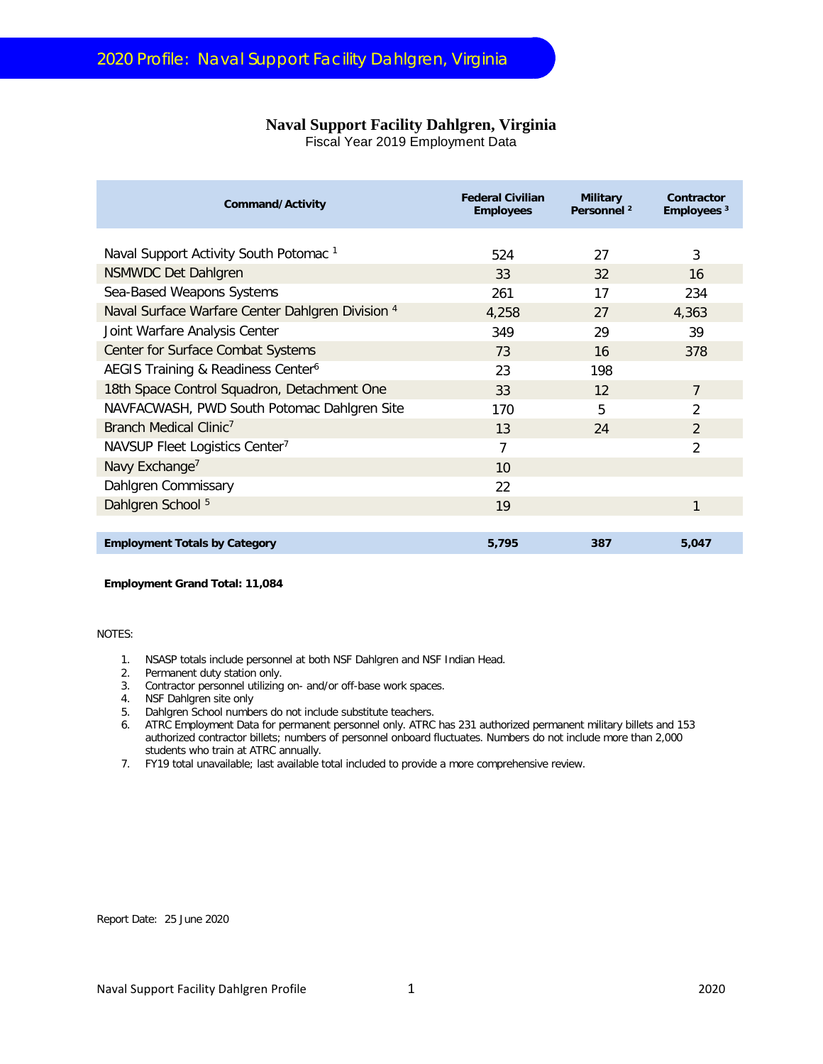# 2020 Profile: Naval Support Facility Dahlgren, Virginia

## Naval Support Facility Dahlgren, Virginia

Fiscal Year 2019 Employment Data

| Command/Activity | Federal Civilian Employees | Military Personnel [2] | Contractor Employees [3] |
|---|---|---|---|
| Naval Support Activity South Potomac [1] | 524 | 27 | 3 |
| NSMWDC Det Dahlgren | 33 | 32 | 16 |
| Sea-Based Weapons Systems | 261 | 17 | 234 |
| Naval Surface Warfare Center Dahlgren Division [4] | 4,258 | 27 | 4,363 |
| Joint Warfare Analysis Center | 349 | 29 | 39 |
| Center for Surface Combat Systems | 73 | 16 | 378 |
| AEGIS Training & Readiness Center[6] | 23 | 198 | |
| 18th Space Control Squadron, Detachment One | 33 | 12 | 7 |
| NAVFACWASH, PWD South Potomac Dahlgren Site | 170 | 5 | 2 |
| Branch Medical Clinic[7] | 13 | 24 | 2 |
| NAVSUP Fleet Logistics Center[7] | 7 | | 2 |
| Navy Exchange[7] | 10 | | |
| Dahlgren Commissary | 22 | | |
| Dahlgren School [5] | 19 | | 1 |
| **Employment Totals by Category** | **5,795** | **387** | **5,047** |

**Employment Grand Total: 11,084**

NOTES:

1. NSASP totals include personnel at both NSF Dahlgren and NSF Indian Head.
2. Permanent duty station only.
3. Contractor personnel utilizing on- and/or off-base work spaces.
4. NSF Dahlgren site only
5. Dahlgren School numbers do not include substitute teachers.
6. ATRC Employment Data for permanent personnel only. ATRC has 231 authorized permanent military billets and 153 authorized contractor billets; numbers of personnel onboard fluctuates. Numbers do not include more than 2,000 students who train at ATRC annually.
7. FY19 total unavailable; last available total included to provide a more comprehensive review.

Report Date: 25 June 2020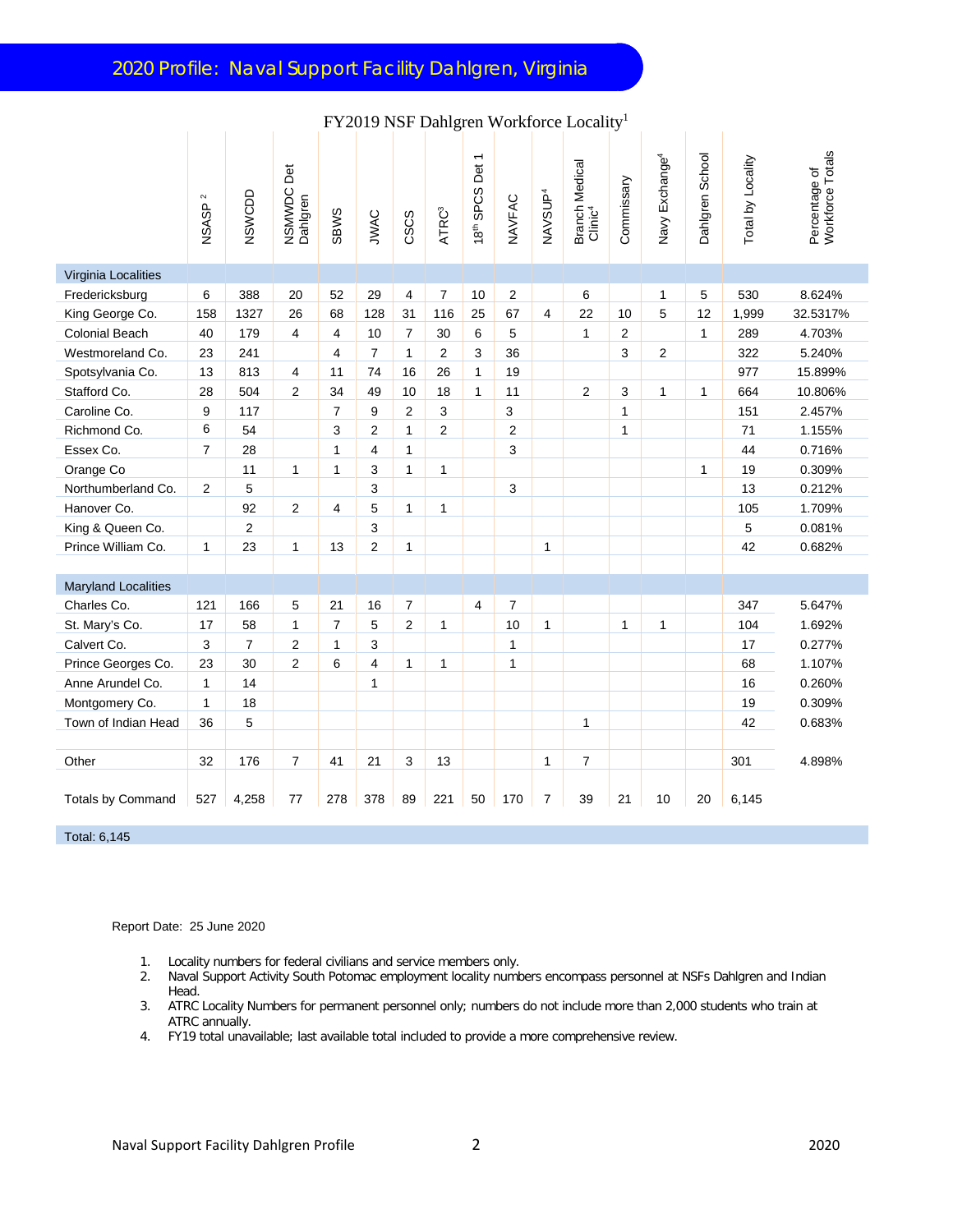# 2020 Profile: Naval Support Facility Dahlgren, Virginia

## FY2019 NSF Dahlgren Workforce Locality[1]

| | NSASP[2] | NSWCDD | NSMWDC Det Dahlgren | SBWS | JWAC | CSCS | ATRC[3] | 18th SPCS Det 1 | NAVFAC | NAVSUP[4] | Branch Medical Clinic[4] | Commissary | Navy Exchange[4] | Dahlgren School | Total by Locality | Percentage of Workforce Totals |
|---|---|---|---|---|---|---|---|---|---|---|---|---|---|---|---|---|
| **Virginia Localities** | | | | | | | | | | | | | | | | |
| Fredericksburg | 6 | 388 | 20 | 52 | 29 | 4 | 7 | 10 | 2 | | 6 | | 1 | 5 | 530 | 8.624% |
| King George Co. | 158 | 1327 | 26 | 68 | 128 | 31 | 116 | 25 | 67 | 4 | 22 | 10 | 5 | 12 | 1,999 | 32.5317% |
| Colonial Beach | 40 | 179 | 4 | 4 | 10 | 7 | 30 | 6 | 5 | | 1 | 2 | | 1 | 289 | 4.703% |
| Westmoreland Co. | 23 | 241 | | 4 | 7 | 1 | 2 | 3 | 36 | | | 3 | 2 | | 322 | 5.240% |
| Spotsylvania Co. | 13 | 813 | 4 | 11 | 74 | 16 | 26 | 1 | 19 | | | | | | 977 | 15.899% |
| Stafford Co. | 28 | 504 | 2 | 34 | 49 | 10 | 18 | 1 | 11 | | 2 | 3 | 1 | 1 | 664 | 10.806% |
| Caroline Co. | 9 | 117 | | 7 | 9 | 2 | 3 | | 3 | | | 1 | | | 151 | 2.457% |
| Richmond Co. | 6 | 54 | | 3 | 2 | 1 | 2 | | 2 | | | 1 | | | 71 | 1.155% |
| Essex Co. | 7 | 28 | | 1 | 4 | 1 | | | 3 | | | | | | 44 | 0.716% |
| Orange Co | | 11 | 1 | 1 | 3 | 1 | 1 | | | | | | | 1 | 19 | 0.309% |
| Northumberland Co. | 2 | 5 | | | 3 | | | | 3 | | | | | | 13 | 0.212% |
| Hanover Co. | | 92 | 2 | 4 | 5 | 1 | 1 | | | | | | | | 105 | 1.709% |
| King & Queen Co. | | 2 | | | 3 | | | | | | | | | | 5 | 0.081% |
| Prince William Co. | 1 | 23 | 1 | 13 | 2 | 1 | | | | 1 | | | | | 42 | 0.682% |
| **Maryland Localities** | | | | | | | | | | | | | | | | |
| Charles Co. | 121 | 166 | 5 | 21 | 16 | 7 | | 4 | 7 | | | | | | 347 | 5.647% |
| St. Mary's Co. | 17 | 58 | 1 | 7 | 5 | 2 | 1 | | 10 | 1 | | 1 | 1 | | 104 | 1.692% |
| Calvert Co. | 3 | 7 | 2 | 1 | 3 | | | | 1 | | | | | | 17 | 0.277% |
| Prince Georges Co. | 23 | 30 | 2 | 6 | 4 | 1 | 1 | | 1 | | | | | | 68 | 1.107% |
| Anne Arundel Co. | 1 | 14 | | | 1 | | | | | | | | | | 16 | 0.260% |
| Montgomery Co. | 1 | 18 | | | | | | | | | | | | | 19 | 0.309% |
| Town of Indian Head | 36 | 5 | | | | | | | | | 1 | | | | 42 | 0.683% |
| Other | 32 | 176 | 7 | 41 | 21 | 3 | 13 | | | 1 | 7 | | | | 301 | 4.898% |
| Totals by Command | 527 | 4,258 | 77 | 278 | 378 | 89 | 221 | 50 | 170 | 7 | 39 | 21 | 10 | 20 | 6,145 | |

Total: 6,145

Report Date: 25 June 2020

1. Locality numbers for federal civilians and service members only.
2. Naval Support Activity South Potomac employment locality numbers encompass personnel at NSFs Dahlgren and Indian Head.
3. ATRC Locality Numbers for permanent personnel only; numbers do not include more than 2,000 students who train at ATRC annually.
4. FY19 total unavailable; last available total included to provide a more comprehensive review.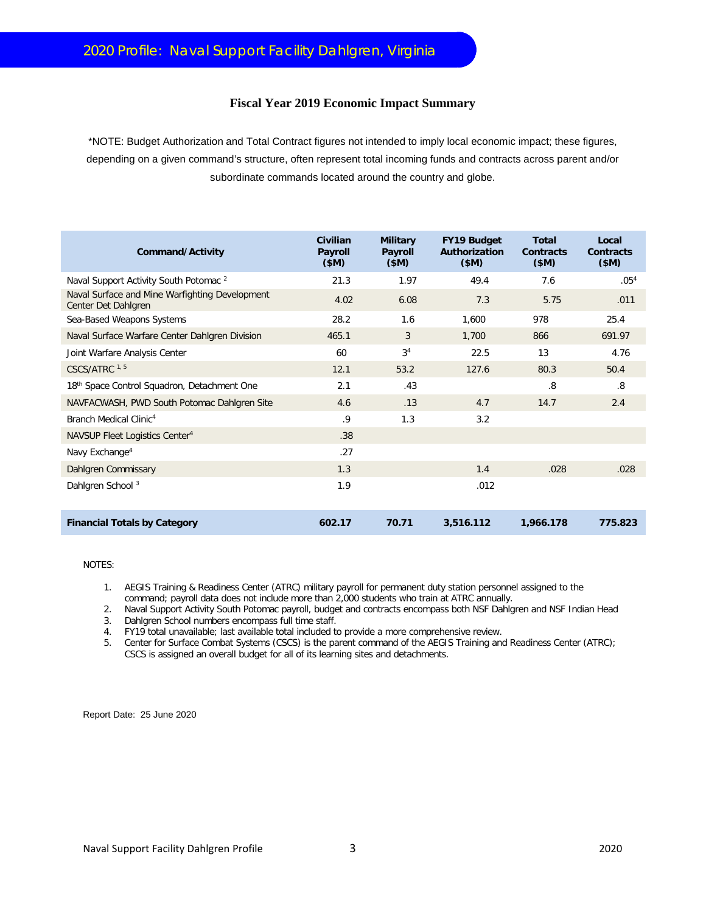# 2020 Profile: Naval Support Facility Dahlgren, Virginia

## Fiscal Year 2019 Economic Impact Summary

*NOTE: Budget Authorization and Total Contract figures not intended to imply local economic impact; these figures, depending on a given command's structure, often represent total incoming funds and contracts across parent and/or subordinate commands located around the country and globe.

| Command/Activity | Civilian Payroll ($M) | Military Payroll ($M) | FY19 Budget Authorization ($M) | Total Contracts ($M) | Local Contracts ($M) |
|---|---|---|---|---|---|
| Naval Support Activity South Potomac [2] | 21.3 | 1.97 | 49.4 | 7.6 | .05[4] |
| Naval Surface and Mine Warfighting Development Center Det Dahlgren | 4.02 | 6.08 | 7.3 | 5.75 | .011 |
| Sea-Based Weapons Systems | 28.2 | 1.6 | 1,600 | 978 | 25.4 |
| Naval Surface Warfare Center Dahlgren Division | 465.1 | 3 | 1,700 | 866 | 691.97 |
| Joint Warfare Analysis Center | 60 | 3[4] | 22.5 | 13 | 4.76 |
| CSCS/ATRC [1, 5] | 12.1 | 53.2 | 127.6 | 80.3 | 50.4 |
| 18th Space Control Squadron, Detachment One | 2.1 | .43 | | .8 | .8 |
| NAVFACWASH, PWD South Potomac Dahlgren Site | 4.6 | .13 | 4.7 | 14.7 | 2.4 |
| Branch Medical Clinic[4] | .9 | 1.3 | 3.2 | | |
| NAVSUP Fleet Logistics Center[4] | .38 | | | | |
| Navy Exchange[4] | .27 | | | | |
| Dahlgren Commissary | 1.3 | | 1.4 | .028 | .028 |
| Dahlgren School [3] | 1.9 | | .012 | | |
| **Financial Totals by Category** | **602.17** | **70.71** | **3,516.112** | **1,966.178** | **775.823** |

NOTES:

1. AEGIS Training & Readiness Center (ATRC) military payroll for permanent duty station personnel assigned to the command; payroll data does not include more than 2,000 students who train at ATRC annually.
2. Naval Support Activity South Potomac payroll, budget and contracts encompass both NSF Dahlgren and NSF Indian Head
3. Dahlgren School numbers encompass full time staff.
4. FY19 total unavailable; last available total included to provide a more comprehensive review.
5. Center for Surface Combat Systems (CSCS) is the parent command of the AEGIS Training and Readiness Center (ATRC); CSCS is assigned an overall budget for all of its learning sites and detachments.

Report Date: 25 June 2020